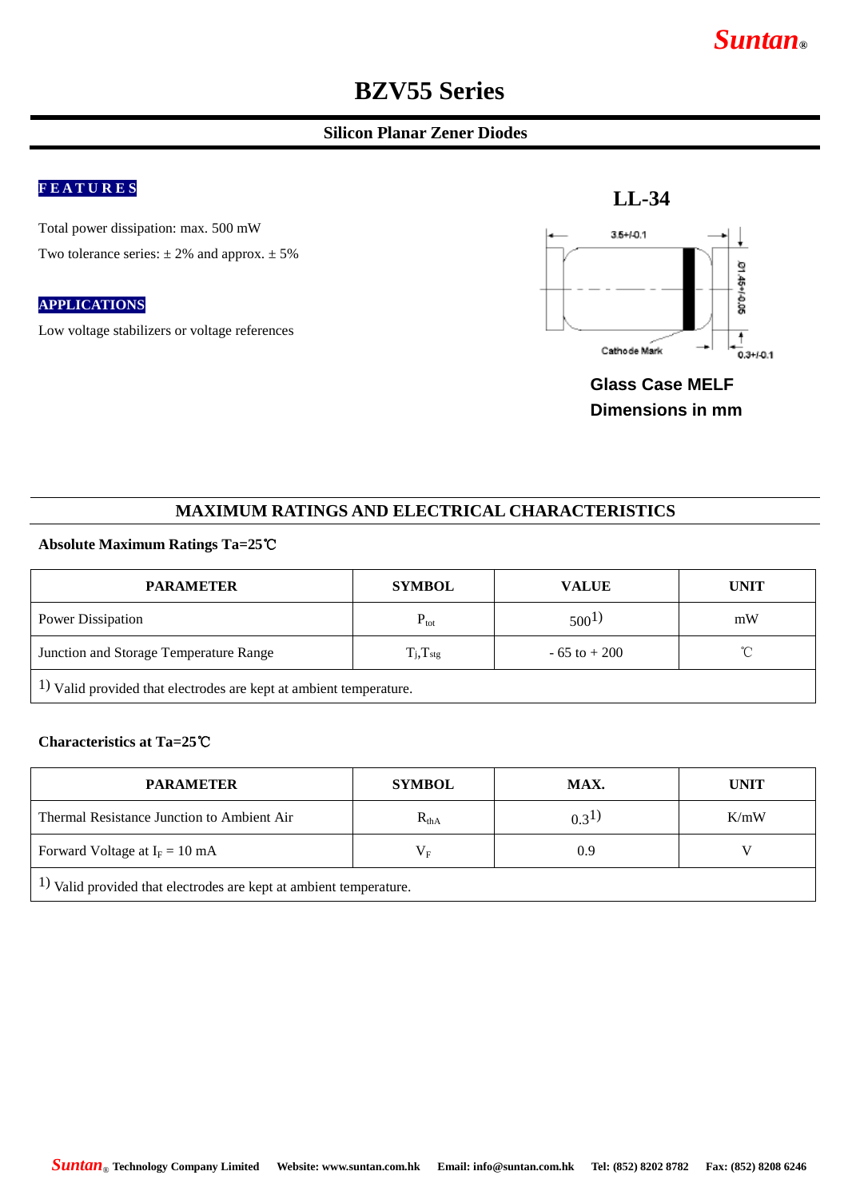# BZV55 Series

## Silicon Planar Zener Diodes

### FEATURES

Total power dissipation: max. 500 mW

Two tolerance series: ± 2% and approx. ± 5%

### APPLICATIONS

Low voltage stabilizers or voltage references

### LL-34

3.5+/-0.1

Ø1.45+/-0.05

Cathode Mark

0.3+/-0.1

**Glass Case MELF**

**Dimensions in mm**

## MAXIMUM RATINGS AND ELECTRICAL CHARACTERISTICS

**Absolute Maximum Ratings Ta=25℃**

| PARAMETER | SYMBOL | VALUE | UNIT |
|---|---|---|---|
| Power Dissipation | $P_{tot}$ | 500[1] | mW |
| Junction and Storage Temperature Range | $T_j,T_{stg}$ | - 65 to + 200 | ℃ |

[1] Valid provided that electrodes are kept at ambient temperature.

**Characteristics at Ta=25℃**

| PARAMETER | SYMBOL | MAX. | UNIT |
|---|---|---|---|
| Thermal Resistance Junction to Ambient Air | $R_{thA}$ | 0.3[1] | K/mW |
| Forward Voltage at $I_F$ = 10 mA | $V_F$ | 0.9 | V |

[1] Valid provided that electrodes are kept at ambient temperature.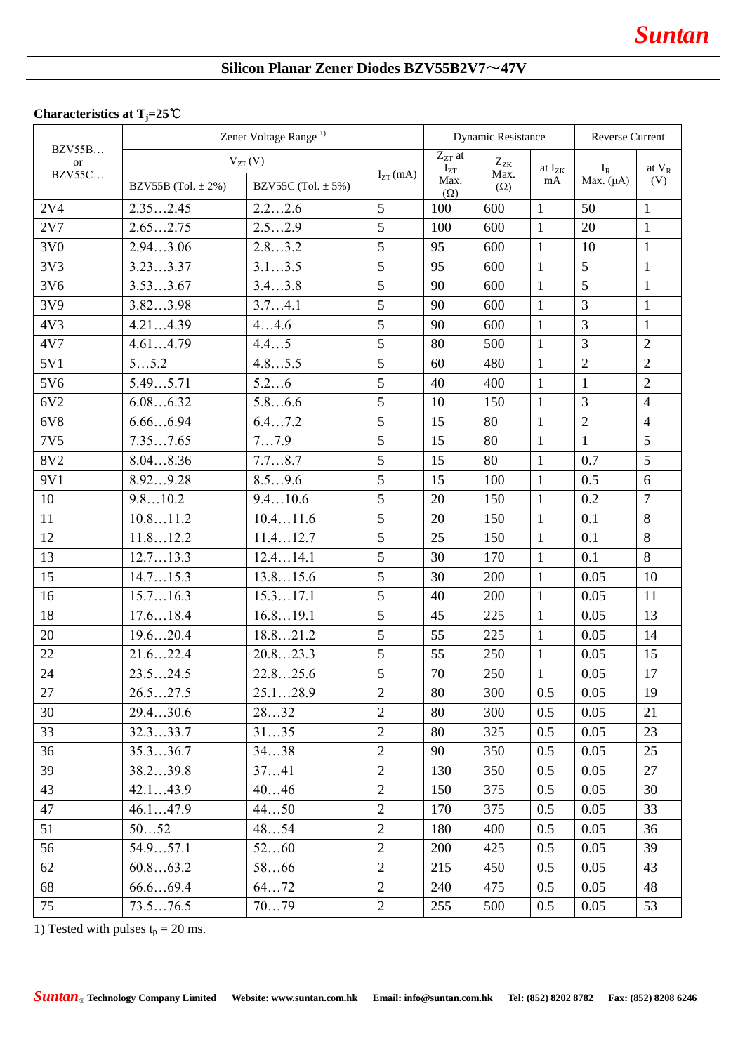## Silicon Planar Zener Diodes BZV55B2V7～47V

**Characteristics at $T_j$=25℃**

| BZV55B… or BZV55C… | Zener Voltage Range [1) ] | | | Dynamic Resistance | | | Reverse Current | |
|---|---|---|---|---|---|---|---|---|
| | $V_{ZT}$ (V) | | $I_{ZT}$ (mA) | $Z_{ZT}$ at $I_{ZT}$ Max. (Ω) | $Z_{ZK}$ Max. (Ω) | at $I_{ZK}$ mA | $I_R$ Max. (μA) | at $V_R$ (V) |
| | BZV55B (Tol. ± 2%) | BZV55C (Tol. ± 5%) | | | | | | |
| 2V4 | 2.35…2.45 | 2.2…2.6 | 5 | 100 | 600 | 1 | 50 | 1 |
| 2V7 | 2.65…2.75 | 2.5…2.9 | 5 | 100 | 600 | 1 | 20 | 1 |
| 3V0 | 2.94…3.06 | 2.8…3.2 | 5 | 95 | 600 | 1 | 10 | 1 |
| 3V3 | 3.23…3.37 | 3.1…3.5 | 5 | 95 | 600 | 1 | 5 | 1 |
| 3V6 | 3.53…3.67 | 3.4…3.8 | 5 | 90 | 600 | 1 | 5 | 1 |
| 3V9 | 3.82…3.98 | 3.7…4.1 | 5 | 90 | 600 | 1 | 3 | 1 |
| 4V3 | 4.21…4.39 | 4…4.6 | 5 | 90 | 600 | 1 | 3 | 1 |
| 4V7 | 4.61…4.79 | 4.4…5 | 5 | 80 | 500 | 1 | 3 | 2 |
| 5V1 | 5…5.2 | 4.8…5.5 | 5 | 60 | 480 | 1 | 2 | 2 |
| 5V6 | 5.49…5.71 | 5.2…6 | 5 | 40 | 400 | 1 | 1 | 2 |
| 6V2 | 6.08…6.32 | 5.8…6.6 | 5 | 10 | 150 | 1 | 3 | 4 |
| 6V8 | 6.66…6.94 | 6.4…7.2 | 5 | 15 | 80 | 1 | 2 | 4 |
| 7V5 | 7.35…7.65 | 7…7.9 | 5 | 15 | 80 | 1 | 1 | 5 |
| 8V2 | 8.04…8.36 | 7.7…8.7 | 5 | 15 | 80 | 1 | 0.7 | 5 |
| 9V1 | 8.92…9.28 | 8.5…9.6 | 5 | 15 | 100 | 1 | 0.5 | 6 |
| 10 | 9.8…10.2 | 9.4…10.6 | 5 | 20 | 150 | 1 | 0.2 | 7 |
| 11 | 10.8…11.2 | 10.4…11.6 | 5 | 20 | 150 | 1 | 0.1 | 8 |
| 12 | 11.8…12.2 | 11.4…12.7 | 5 | 25 | 150 | 1 | 0.1 | 8 |
| 13 | 12.7…13.3 | 12.4…14.1 | 5 | 30 | 170 | 1 | 0.1 | 8 |
| 15 | 14.7…15.3 | 13.8…15.6 | 5 | 30 | 200 | 1 | 0.05 | 10 |
| 16 | 15.7…16.3 | 15.3…17.1 | 5 | 40 | 200 | 1 | 0.05 | 11 |
| 18 | 17.6…18.4 | 16.8…19.1 | 5 | 45 | 225 | 1 | 0.05 | 13 |
| 20 | 19.6…20.4 | 18.8…21.2 | 5 | 55 | 225 | 1 | 0.05 | 14 |
| 22 | 21.6…22.4 | 20.8…23.3 | 5 | 55 | 250 | 1 | 0.05 | 15 |
| 24 | 23.5…24.5 | 22.8…25.6 | 5 | 70 | 250 | 1 | 0.05 | 17 |
| 27 | 26.5…27.5 | 25.1…28.9 | 2 | 80 | 300 | 0.5 | 0.05 | 19 |
| 30 | 29.4…30.6 | 28…32 | 2 | 80 | 300 | 0.5 | 0.05 | 21 |
| 33 | 32.3…33.7 | 31…35 | 2 | 80 | 325 | 0.5 | 0.05 | 23 |
| 36 | 35.3…36.7 | 34…38 | 2 | 90 | 350 | 0.5 | 0.05 | 25 |
| 39 | 38.2…39.8 | 37…41 | 2 | 130 | 350 | 0.5 | 0.05 | 27 |
| 43 | 42.1…43.9 | 40…46 | 2 | 150 | 375 | 0.5 | 0.05 | 30 |
| 47 | 46.1…47.9 | 44…50 | 2 | 170 | 375 | 0.5 | 0.05 | 33 |
| 51 | 50…52 | 48…54 | 2 | 180 | 400 | 0.5 | 0.05 | 36 |
| 56 | 54.9…57.1 | 52…60 | 2 | 200 | 425 | 0.5 | 0.05 | 39 |
| 62 | 60.8…63.2 | 58…66 | 2 | 215 | 450 | 0.5 | 0.05 | 43 |
| 68 | 66.6…69.4 | 64…72 | 2 | 240 | 475 | 0.5 | 0.05 | 48 |
| 75 | 73.5…76.5 | 70…79 | 2 | 255 | 500 | 0.5 | 0.05 | 53 |

1) Tested with pulses $t_p$ = 20 ms.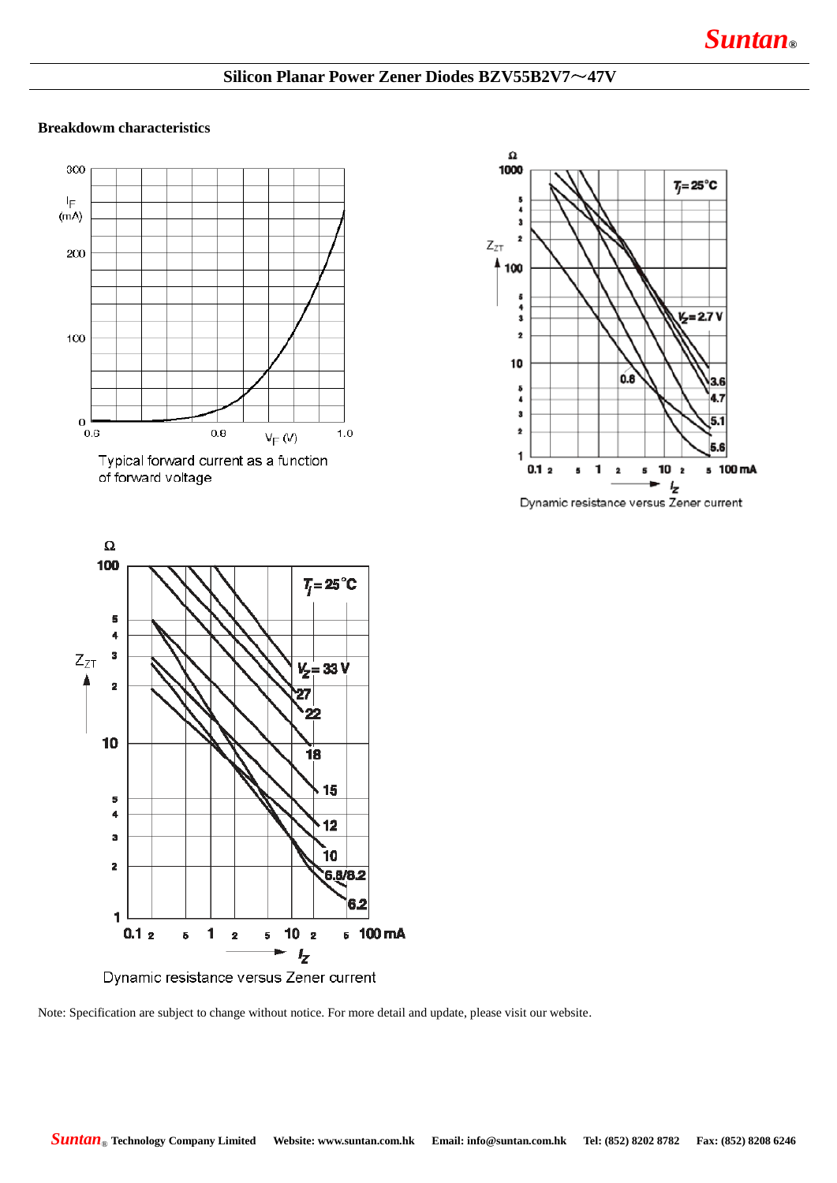## Silicon Planar Power Zener Diodes BZV55B2V7～47V

**Breakdowm characteristics**

300

$I_F$ (mA)

200

100

0

0.6

0.8

$V_F$ (V)

1.0

Typical forward current as a function of forward voltage

Ω

1000

$Z_{ZT}$

100

10

1

$T_j = 25°C$

$V_Z = 2.7$ V

0.6

3.6

4.7

5.1

5.6

0.1 2 5 1 2 5 10 2 5 100 mA

$I_Z$

Dynamic resistance versus Zener current

Ω

100

$Z_{ZT}$

10

1

$T_j = 25°C$

$V_Z = 33$ V

27

22

18

15

12

10

6.8/8.2

6.2

0.1 2 5 1 2 5 10 2 5 100 mA

$I_Z$

Dynamic resistance versus Zener current

Note: Specification are subject to change without notice. For more detail and update, please visit our website.